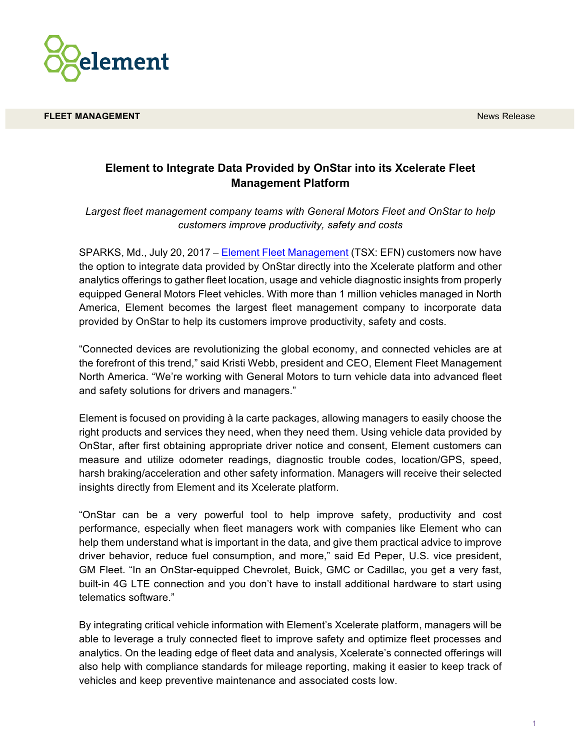element

**FLEET MANAGEMENT** News Release

# Element to Integrate Data Provided by OnStar into its Xcelerate Fleet Management Platform

*Largest fleet management company teams with General Motors Fleet and OnStar to help customers improve productivity, safety and costs*

SPARKS, Md., July 20, 2017 – Element Fleet Management (TSX: EFN) customers now have the option to integrate data provided by OnStar directly into the Xcelerate platform and other analytics offerings to gather fleet location, usage and vehicle diagnostic insights from properly equipped General Motors Fleet vehicles. With more than 1 million vehicles managed in North America, Element becomes the largest fleet management company to incorporate data provided by OnStar to help its customers improve productivity, safety and costs.

"Connected devices are revolutionizing the global economy, and connected vehicles are at the forefront of this trend," said Kristi Webb, president and CEO, Element Fleet Management North America. "We're working with General Motors to turn vehicle data into advanced fleet and safety solutions for drivers and managers."

Element is focused on providing à la carte packages, allowing managers to easily choose the right products and services they need, when they need them. Using vehicle data provided by OnStar, after first obtaining appropriate driver notice and consent, Element customers can measure and utilize odometer readings, diagnostic trouble codes, location/GPS, speed, harsh braking/acceleration and other safety information. Managers will receive their selected insights directly from Element and its Xcelerate platform.

"OnStar can be a very powerful tool to help improve safety, productivity and cost performance, especially when fleet managers work with companies like Element who can help them understand what is important in the data, and give them practical advice to improve driver behavior, reduce fuel consumption, and more," said Ed Peper, U.S. vice president, GM Fleet. "In an OnStar-equipped Chevrolet, Buick, GMC or Cadillac, you get a very fast, built-in 4G LTE connection and you don't have to install additional hardware to start using telematics software."

By integrating critical vehicle information with Element's Xcelerate platform, managers will be able to leverage a truly connected fleet to improve safety and optimize fleet processes and analytics. On the leading edge of fleet data and analysis, Xcelerate's connected offerings will also help with compliance standards for mileage reporting, making it easier to keep track of vehicles and keep preventive maintenance and associated costs low.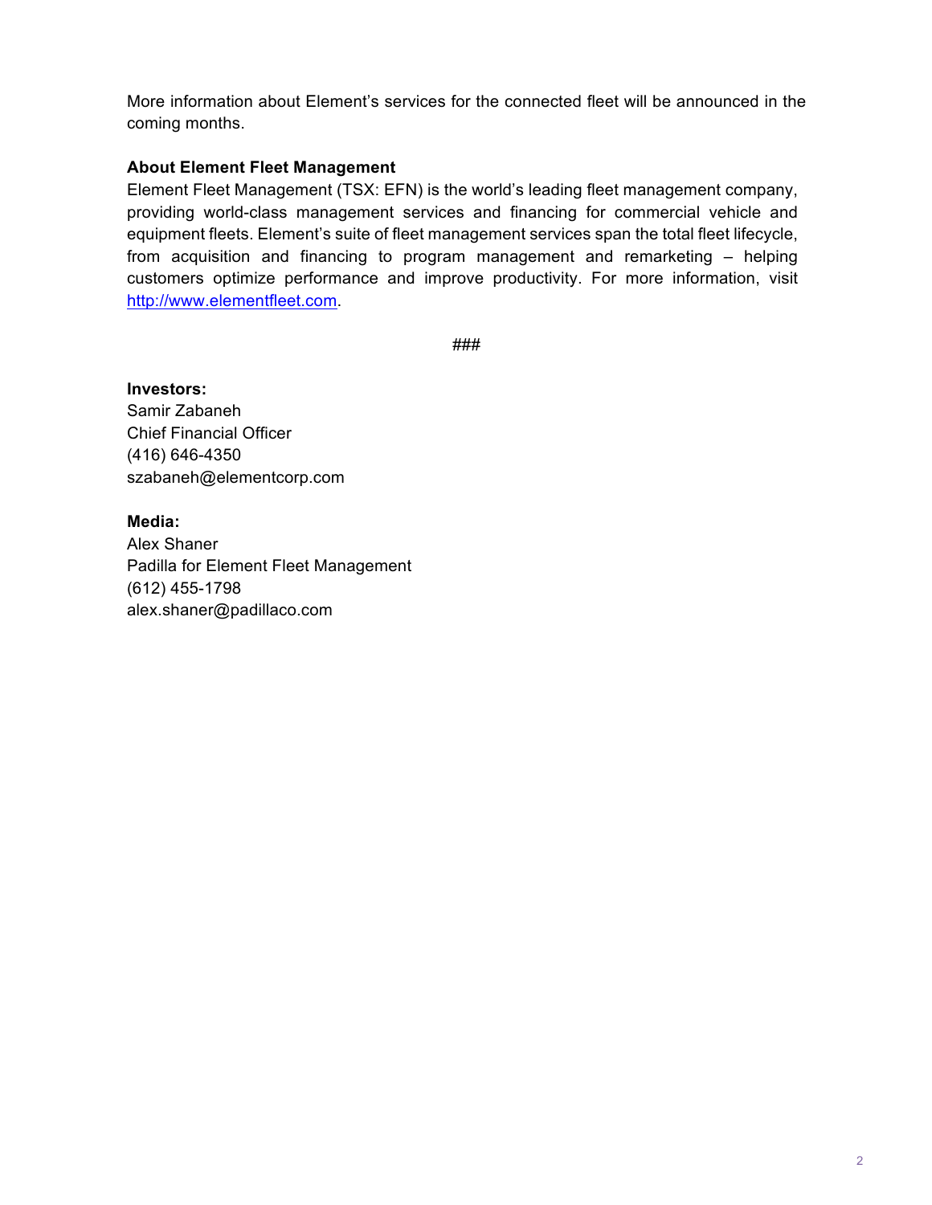More information about Element's services for the connected fleet will be announced in the coming months.

**About Element Fleet Management**

Element Fleet Management (TSX: EFN) is the world's leading fleet management company, providing world-class management services and financing for commercial vehicle and equipment fleets. Element's suite of fleet management services span the total fleet lifecycle, from acquisition and financing to program management and remarketing – helping customers optimize performance and improve productivity. For more information, visit [http://www.elementfleet.com](http://www.elementfleet.com).

###

**Investors:**
Samir Zabaneh
Chief Financial Officer
(416) 646-4350
szabaneh@elementcorp.com

**Media:**
Alex Shaner
Padilla for Element Fleet Management
(612) 455-1798
alex.shaner@padillaco.com